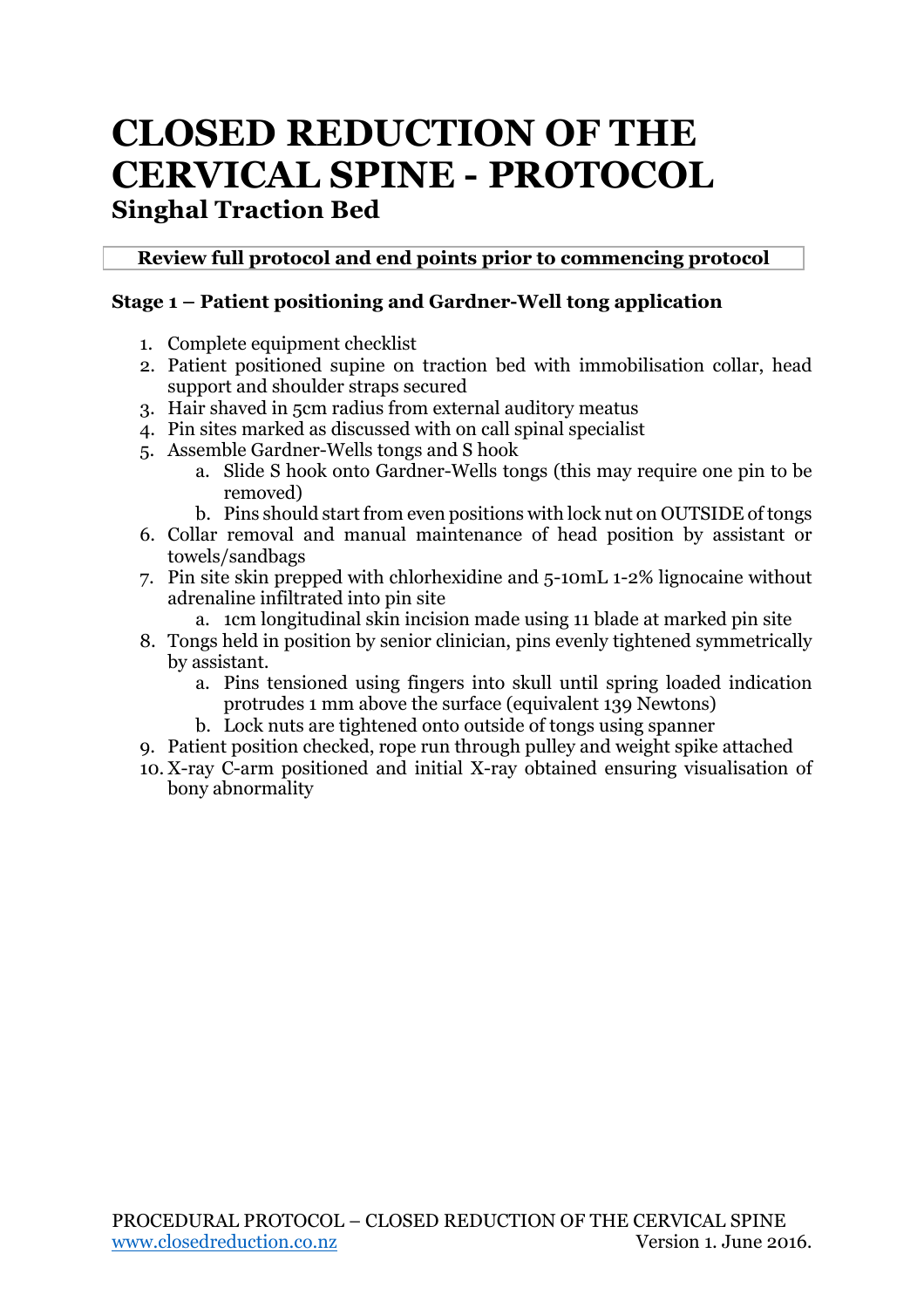# CLOSED REDUCTION OF THE CERVICAL SPINE - PROTOCOL

## Singhal Traction Bed

**Review full protocol and end points prior to commencing protocol**

### Stage 1 – Patient positioning and Gardner-Well tong application

1. Complete equipment checklist
2. Patient positioned supine on traction bed with immobilisation collar, head support and shoulder straps secured
3. Hair shaved in 5cm radius from external auditory meatus
4. Pin sites marked as discussed with on call spinal specialist
5. Assemble Gardner-Wells tongs and S hook
    a. Slide S hook onto Gardner-Wells tongs (this may require one pin to be removed)
    b. Pins should start from even positions with lock nut on OUTSIDE of tongs
6. Collar removal and manual maintenance of head position by assistant or towels/sandbags
7. Pin site skin prepped with chlorhexidine and 5-10mL 1-2% lignocaine without adrenaline infiltrated into pin site
    a. 1cm longitudinal skin incision made using 11 blade at marked pin site
8. Tongs held in position by senior clinician, pins evenly tightened symmetrically by assistant.
    a. Pins tensioned using fingers into skull until spring loaded indication protrudes 1 mm above the surface (equivalent 139 Newtons)
    b. Lock nuts are tightened onto outside of tongs using spanner
9. Patient position checked, rope run through pulley and weight spike attached
10. X-ray C-arm positioned and initial X-ray obtained ensuring visualisation of bony abnormality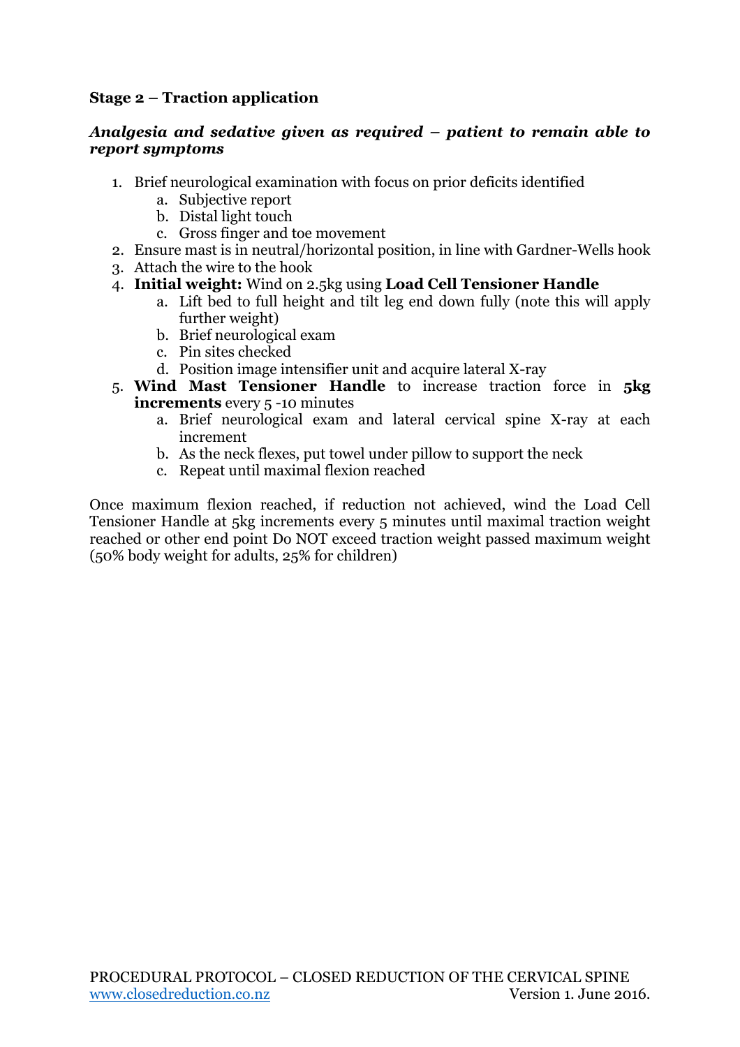**Stage 2 – Traction application**

***Analgesia and sedative given as required – patient to remain able to report symptoms***

1. Brief neurological examination with focus on prior deficits identified
    a. Subjective report
    b. Distal light touch
    c. Gross finger and toe movement
2. Ensure mast is in neutral/horizontal position, in line with Gardner-Wells hook
3. Attach the wire to the hook
4. **Initial weight:** Wind on 2.5kg using **Load Cell Tensioner Handle**
    a. Lift bed to full height and tilt leg end down fully (note this will apply further weight)
    b. Brief neurological exam
    c. Pin sites checked
    d. Position image intensifier unit and acquire lateral X-ray
5. **Wind Mast Tensioner Handle** to increase traction force in **5kg increments** every 5 -10 minutes
    a. Brief neurological exam and lateral cervical spine X-ray at each increment
    b. As the neck flexes, put towel under pillow to support the neck
    c. Repeat until maximal flexion reached

Once maximum flexion reached, if reduction not achieved, wind the Load Cell Tensioner Handle at 5kg increments every 5 minutes until maximal traction weight reached or other end point Do NOT exceed traction weight passed maximum weight (50% body weight for adults, 25% for children)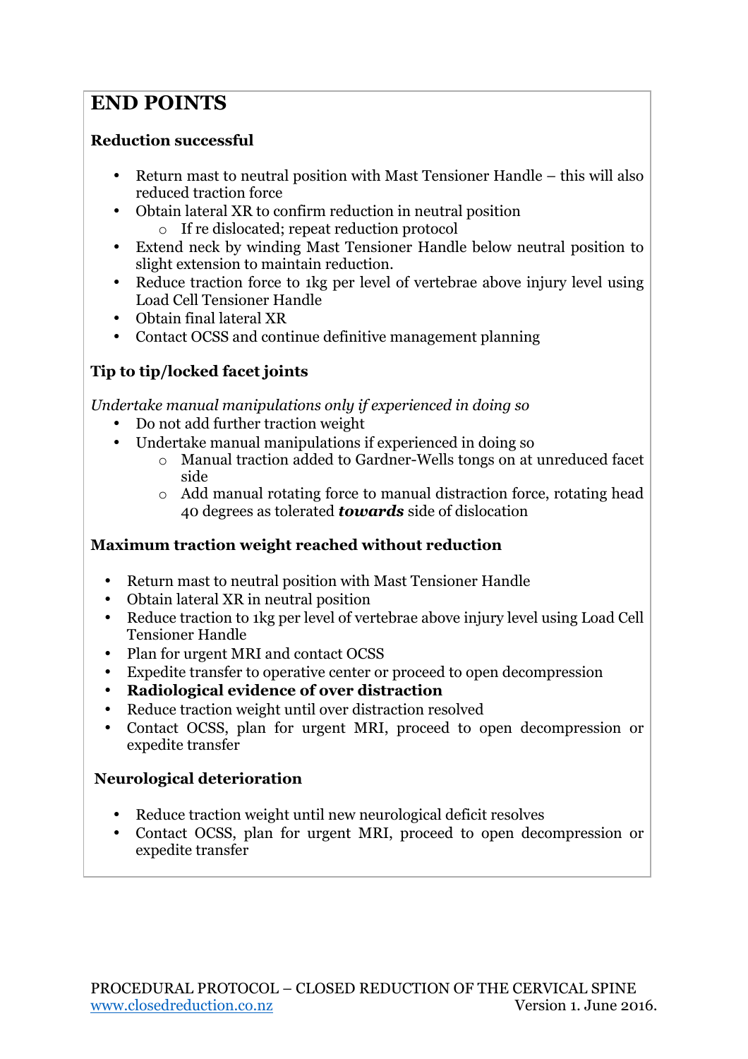# END POINTS

**Reduction successful**

- Return mast to neutral position with Mast Tensioner Handle – this will also reduced traction force
- Obtain lateral XR to confirm reduction in neutral position
    - If re dislocated; repeat reduction protocol
- Extend neck by winding Mast Tensioner Handle below neutral position to slight extension to maintain reduction.
- Reduce traction force to 1kg per level of vertebrae above injury level using Load Cell Tensioner Handle
- Obtain final lateral XR
- Contact OCSS and continue definitive management planning

**Tip to tip/locked facet joints**

*Undertake manual manipulations only if experienced in doing so*

- Do not add further traction weight
- Undertake manual manipulations if experienced in doing so
    - Manual traction added to Gardner-Wells tongs on at unreduced facet side
    - Add manual rotating force to manual distraction force, rotating head 40 degrees as tolerated ***towards*** side of dislocation

**Maximum traction weight reached without reduction**

- Return mast to neutral position with Mast Tensioner Handle
- Obtain lateral XR in neutral position
- Reduce traction to 1kg per level of vertebrae above injury level using Load Cell Tensioner Handle
- Plan for urgent MRI and contact OCSS
- Expedite transfer to operative center or proceed to open decompression
- **Radiological evidence of over distraction**
- Reduce traction weight until over distraction resolved
- Contact OCSS, plan for urgent MRI, proceed to open decompression or expedite transfer

**Neurological deterioration**

- Reduce traction weight until new neurological deficit resolves
- Contact OCSS, plan for urgent MRI, proceed to open decompression or expedite transfer